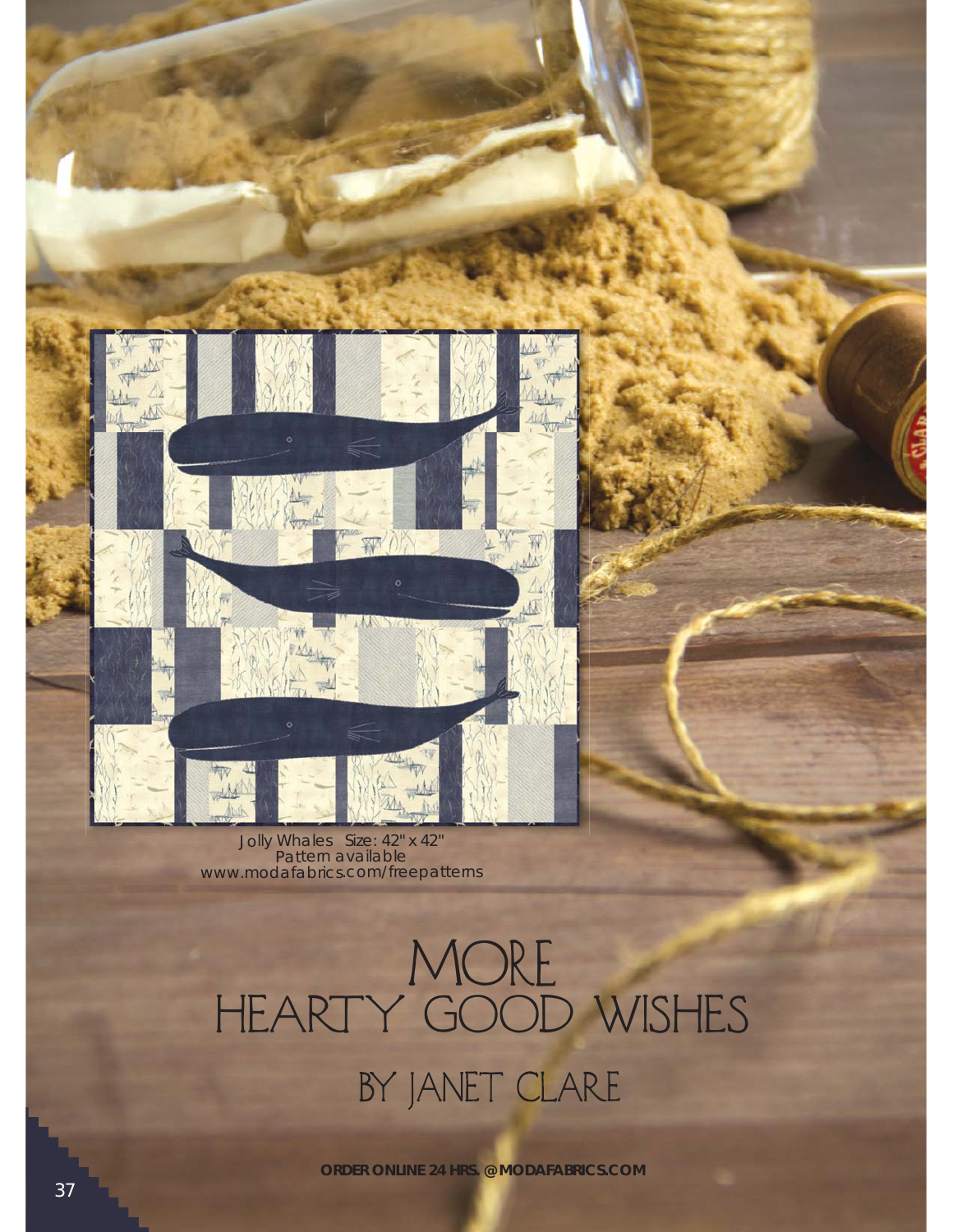Jolly Whales Size: 42" x 42"
Pattern available
www.modafabrics.com/freepatterns

# MORE HEARTY GOOD WISHES

## BY JANET CLARE

**ORDER ONLINE 24 HRS. @MODAFABRICS.COM**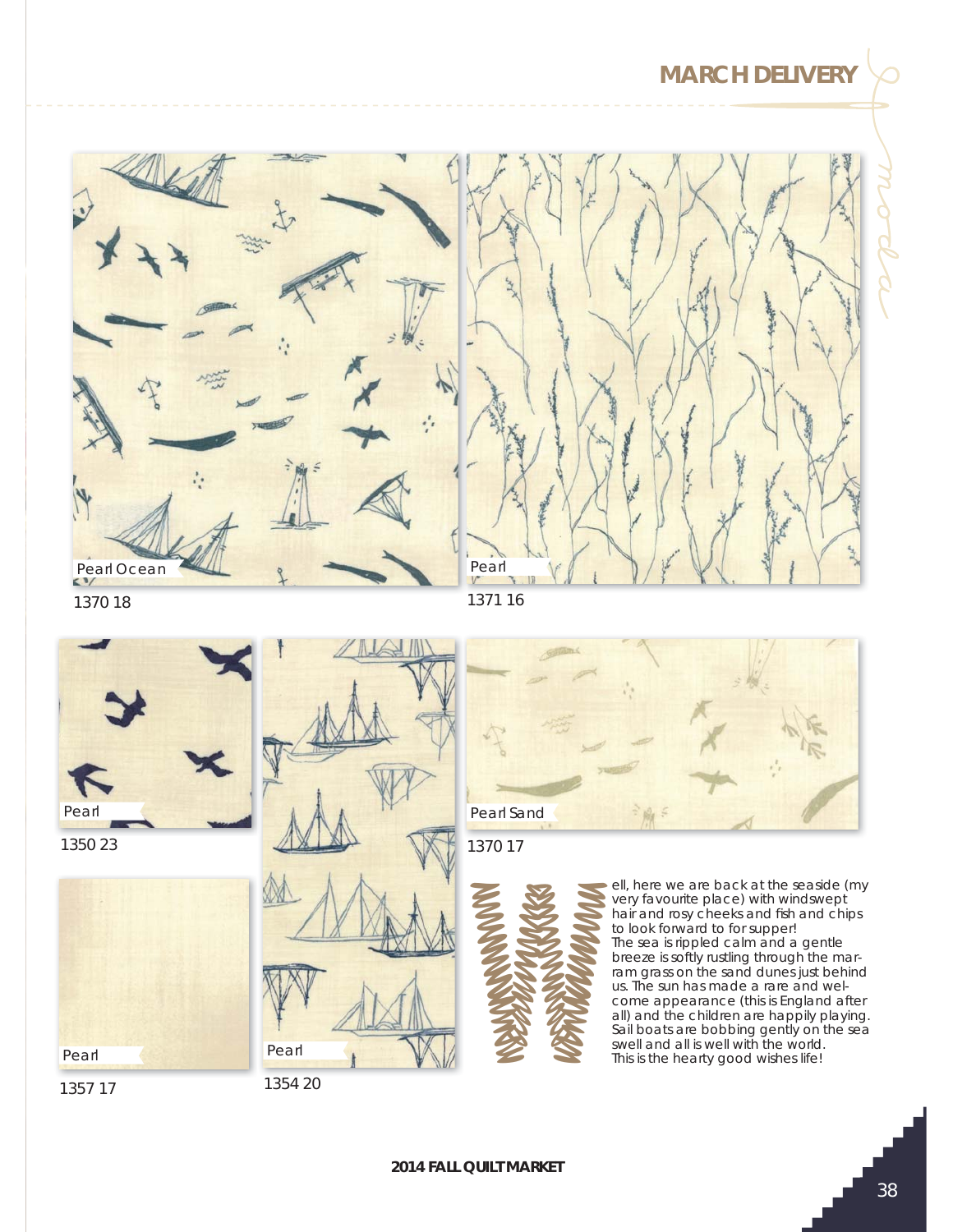## MARCH DELIVERY

Pearl Ocean

1370 18

Pearl

1371 16

Pearl

1350 23

Pearl

1354 20

Pearl Sand

1370 17

Pearl

1357 17

Well, here we are back at the seaside (my very favourite place) with windswept hair and rosy cheeks and fish and chips to look forward to for supper!
The sea is rippled calm and a gentle breeze is softly rustling through the marram grass on the sand dunes just behind us. The sun has made a rare and welcome appearance (this is England after all) and the children are happily playing. Sail boats are bobbing gently on the sea swell and all is well with the world.
This is the hearty good wishes life!

**2014 FALL QUILT MARKET**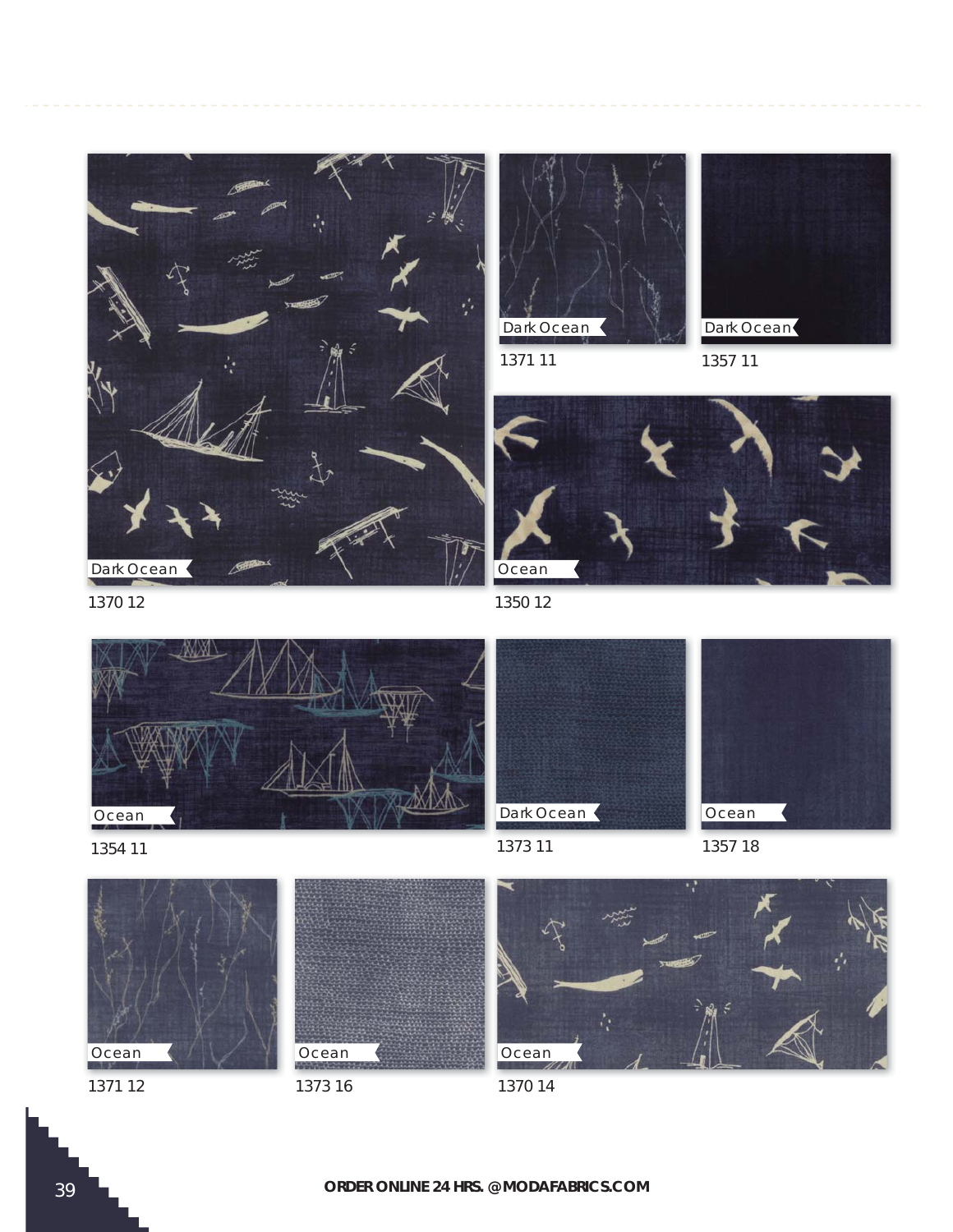Dark Ocean

1370 12

Dark Ocean

1371 11

Dark Ocean

1357 11

Ocean

1350 12

Ocean

1354 11

Dark Ocean

1373 11

Ocean

1357 18

Ocean

1371 12

Ocean

1373 16

Ocean

1370 14

ORDER ONLINE 24 HRS. @MODAFABRICS.COM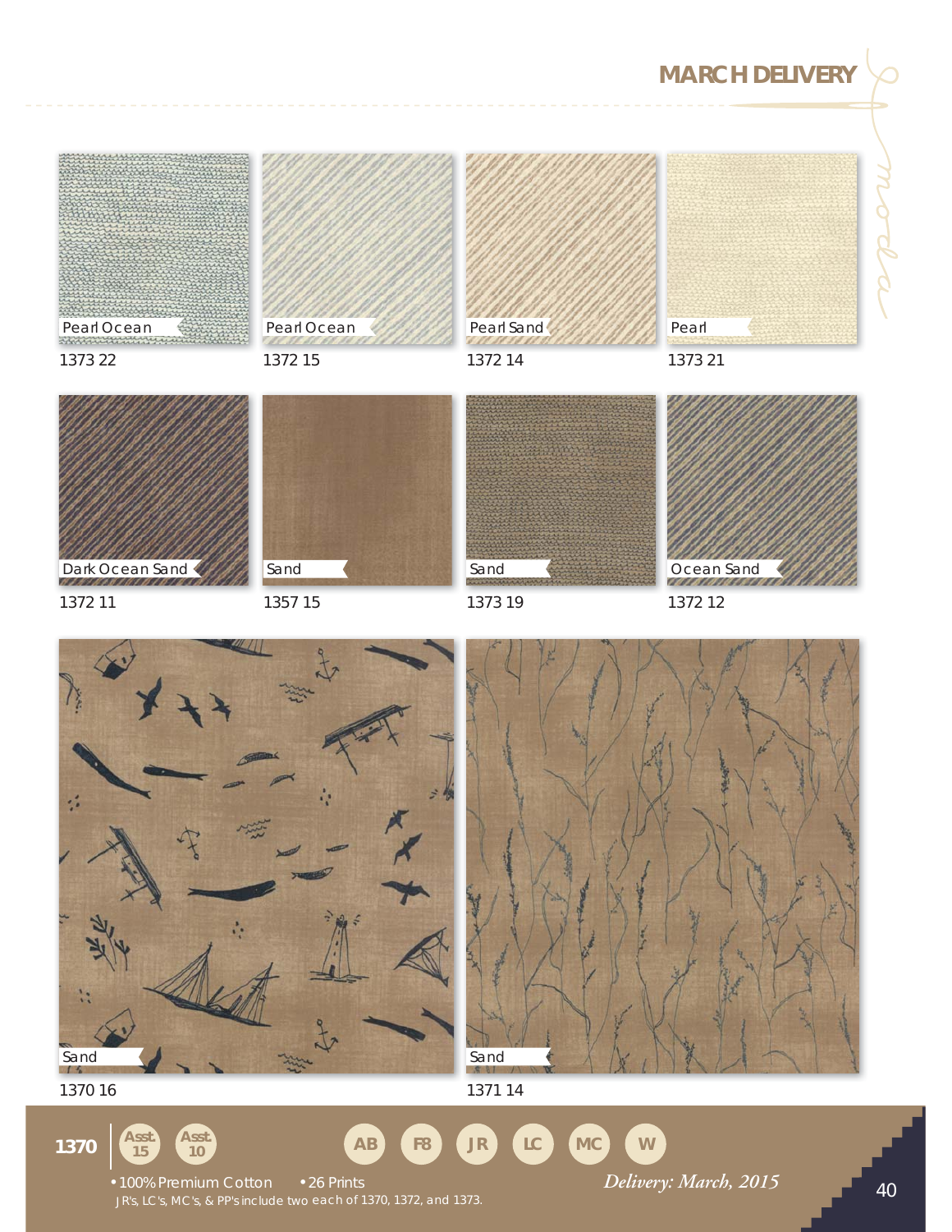## MARCH DELIVERY

Pearl Ocean
1373 22

Pearl Ocean
1372 15

Pearl Sand
1372 14

Pearl
1373 21

Dark Ocean Sand
1372 11

Sand
1357 15

Sand
1373 19

Ocean Sand
1372 12

Sand
1370 16

Sand
1371 14

**1370** Asst. 15 Asst. 10 AB F8 JR LC MC W

• 100% Premium Cotton • 26 Prints

JR's, LC's, MC's, & PP's include two each of 1370, 1372, and 1373.

*Delivery: March, 2015*